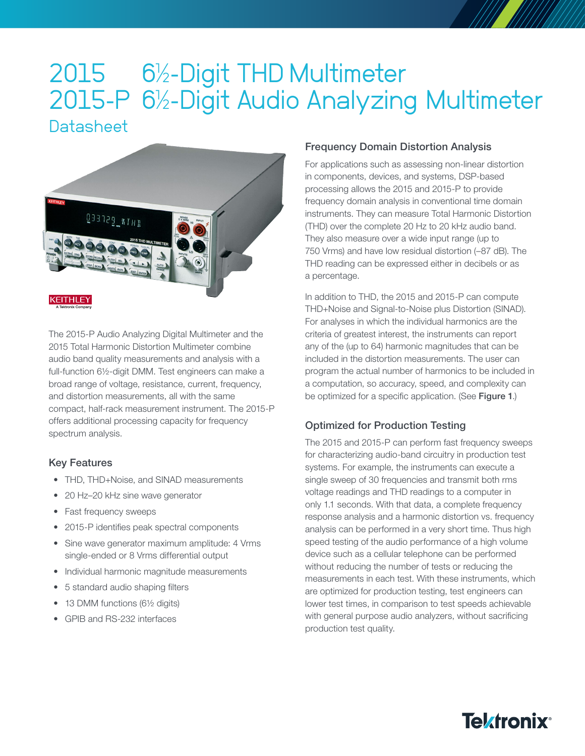# 2015 6½-Digit THD Multimeter
# 2015-P 6½-Digit Audio Analyzing Multimeter

## Datasheet

The 2015-P Audio Analyzing Digital Multimeter and the 2015 Total Harmonic Distortion Multimeter combine audio band quality measurements and analysis with a full-function 6½-digit DMM. Test engineers can make a broad range of voltage, resistance, current, frequency, and distortion measurements, all with the same compact, half-rack measurement instrument. The 2015-P offers additional processing capacity for frequency spectrum analysis.

### Key Features

- THD, THD+Noise, and SINAD measurements
- 20 Hz–20 kHz sine wave generator
- Fast frequency sweeps
- 2015-P identifies peak spectral components
- Sine wave generator maximum amplitude: 4 Vrms single-ended or 8 Vrms differential output
- Individual harmonic magnitude measurements
- 5 standard audio shaping filters
- 13 DMM functions (6½ digits)
- GPIB and RS-232 interfaces

### Frequency Domain Distortion Analysis

For applications such as assessing non-linear distortion in components, devices, and systems, DSP-based processing allows the 2015 and 2015-P to provide frequency domain analysis in conventional time domain instruments. They can measure Total Harmonic Distortion (THD) over the complete 20 Hz to 20 kHz audio band. They also measure over a wide input range (up to 750 Vrms) and have low residual distortion (–87 dB). The THD reading can be expressed either in decibels or as a percentage.

In addition to THD, the 2015 and 2015-P can compute THD+Noise and Signal-to-Noise plus Distortion (SINAD). For analyses in which the individual harmonics are the criteria of greatest interest, the instruments can report any of the (up to 64) harmonic magnitudes that can be included in the distortion measurements. The user can program the actual number of harmonics to be included in a computation, so accuracy, speed, and complexity can be optimized for a specific application. (See **Figure 1**.)

### Optimized for Production Testing

The 2015 and 2015-P can perform fast frequency sweeps for characterizing audio-band circuitry in production test systems. For example, the instruments can execute a single sweep of 30 frequencies and transmit both rms voltage readings and THD readings to a computer in only 1.1 seconds. With that data, a complete frequency response analysis and a harmonic distortion vs. frequency analysis can be performed in a very short time. Thus high speed testing of the audio performance of a high volume device such as a cellular telephone can be performed without reducing the number of tests or reducing the measurements in each test. With these instruments, which are optimized for production testing, test engineers can lower test times, in comparison to test speeds achievable with general purpose audio analyzers, without sacrificing production test quality.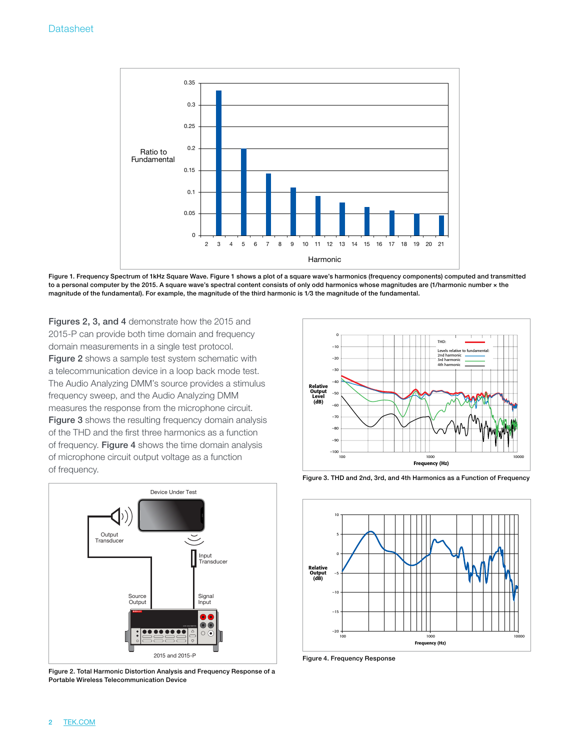Figure 1. Frequency Spectrum of 1kHz Square Wave. Figure 1 shows a plot of a square wave's harmonics (frequency components) computed and transmitted to a personal computer by the 2015. A square wave's spectral content consists of only odd harmonics whose magnitudes are (1/harmonic number × the magnitude of the fundamental). For example, the magnitude of the third harmonic is 1⁄3 the magnitude of the fundamental.

**Figures 2, 3, and 4** demonstrate how the 2015 and 2015-P can provide both time domain and frequency domain measurements in a single test protocol. **Figure 2** shows a sample test system schematic with a telecommunication device in a loop back mode test. The Audio Analyzing DMM's source provides a stimulus frequency sweep, and the Audio Analyzing DMM measures the response from the microphone circuit. **Figure 3** shows the resulting frequency domain analysis of the THD and the first three harmonics as a function of frequency. **Figure 4** shows the time domain analysis of microphone circuit output voltage as a function of frequency.

Figure 2. Total Harmonic Distortion Analysis and Frequency Response of a Portable Wireless Telecommunication Device

Figure 3. THD and 2nd, 3rd, and 4th Harmonics as a Function of Frequency

Figure 4. Frequency Response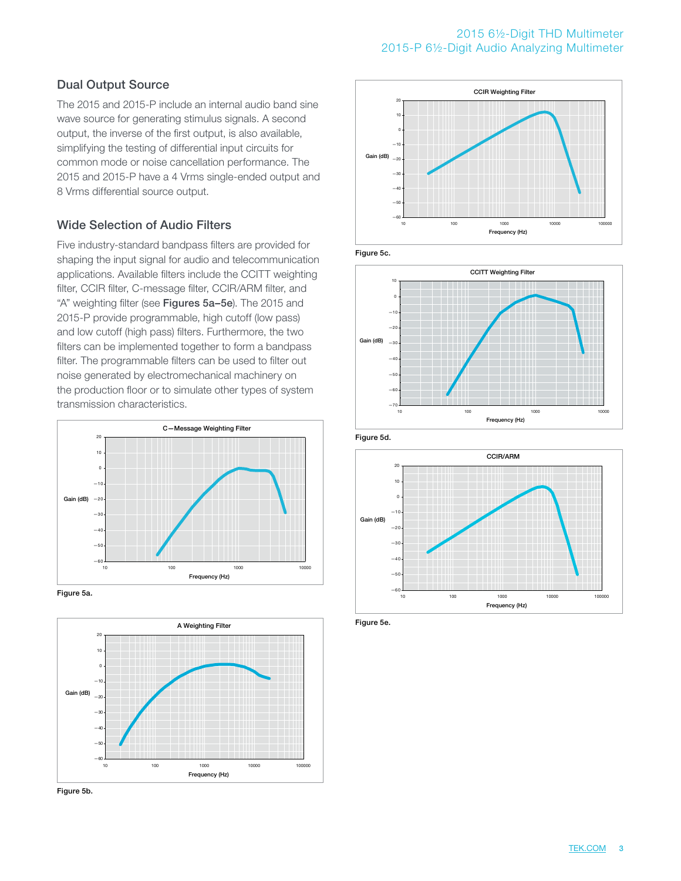## Dual Output Source

The 2015 and 2015-P include an internal audio band sine wave source for generating stimulus signals. A second output, the inverse of the first output, is also available, simplifying the testing of differential input circuits for common mode or noise cancellation performance. The 2015 and 2015-P have a 4 Vrms single-ended output and 8 Vrms differential source output.

## Wide Selection of Audio Filters

Five industry-standard bandpass filters are provided for shaping the input signal for audio and telecommunication applications. Available filters include the CCITT weighting filter, CCIR filter, C-message filter, CCIR/ARM filter, and "A" weighting filter (see **Figures 5a–5e**). The 2015 and 2015-P provide programmable, high cutoff (low pass) and low cutoff (high pass) filters. Furthermore, the two filters can be implemented together to form a bandpass filter. The programmable filters can be used to filter out noise generated by electromechanical machinery on the production floor or to simulate other types of system transmission characteristics.

**Figure 5a.** C—Message Weighting Filter

**Figure 5b.** A Weighting Filter

**Figure 5c.** CCIR Weighting Filter

**Figure 5d.** CCITT Weighting Filter

**Figure 5e.** CCIR/ARM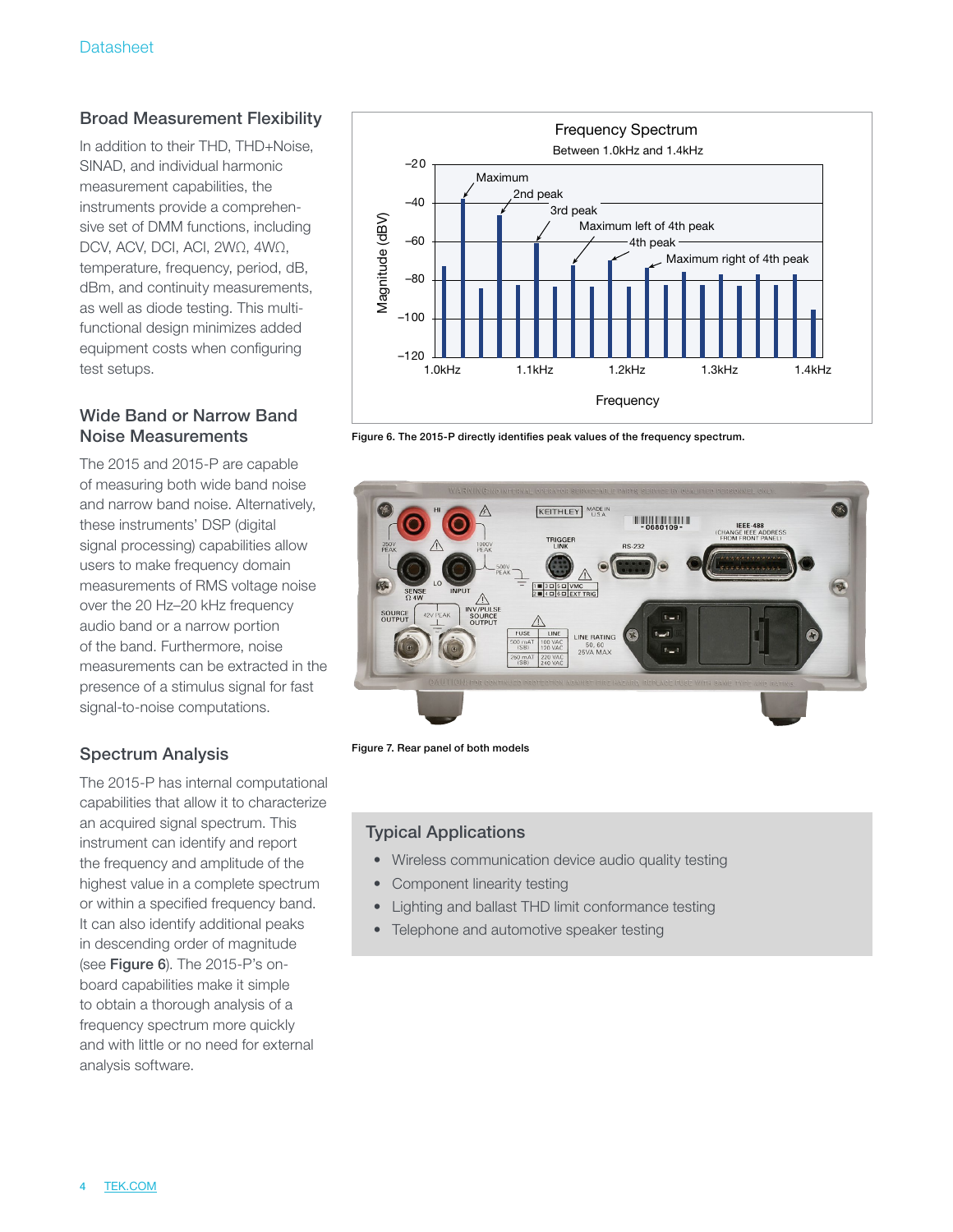## Broad Measurement Flexibility

In addition to their THD, THD+Noise, SINAD, and individual harmonic measurement capabilities, the instruments provide a comprehensive set of DMM functions, including DCV, ACV, DCI, ACI, 2WΩ, 4WΩ, temperature, frequency, period, dB, dBm, and continuity measurements, as well as diode testing. This multi-functional design minimizes added equipment costs when configuring test setups.

## Wide Band or Narrow Band Noise Measurements

The 2015 and 2015-P are capable of measuring both wide band noise and narrow band noise. Alternatively, these instruments' DSP (digital signal processing) capabilities allow users to make frequency domain measurements of RMS voltage noise over the 20 Hz–20 kHz frequency audio band or a narrow portion of the band. Furthermore, noise measurements can be extracted in the presence of a stimulus signal for fast signal-to-noise computations.

## Spectrum Analysis

The 2015-P has internal computational capabilities that allow it to characterize an acquired signal spectrum. This instrument can identify and report the frequency and amplitude of the highest value in a complete spectrum or within a specified frequency band. It can also identify additional peaks in descending order of magnitude (see **Figure 6**). The 2015-P's on-board capabilities make it simple to obtain a thorough analysis of a frequency spectrum more quickly and with little or no need for external analysis software.

Figure 6. The 2015-P directly identifies peak values of the frequency spectrum.

Figure 7. Rear panel of both models

## Typical Applications

- Wireless communication device audio quality testing
- Component linearity testing
- Lighting and ballast THD limit conformance testing
- Telephone and automotive speaker testing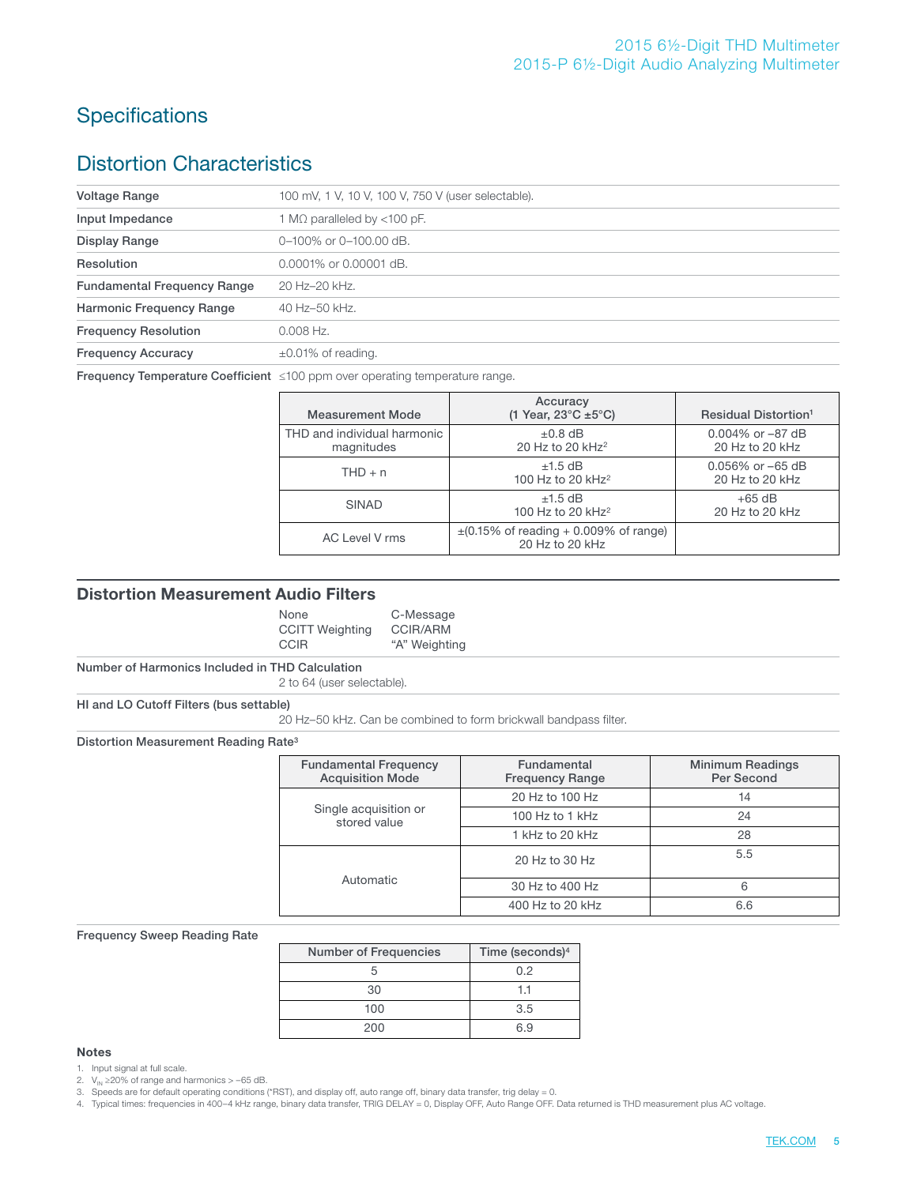## Specifications

## Distortion Characteristics

| | |
|---|---|
| **Voltage Range** | 100 mV, 1 V, 10 V, 100 V, 750 V (user selectable). |
| **Input Impedance** | 1 MΩ paralleled by <100 pF. |
| **Display Range** | 0–100% or 0–100.00 dB. |
| **Resolution** | 0.0001% or 0.00001 dB. |
| **Fundamental Frequency Range** | 20 Hz–20 kHz. |
| **Harmonic Frequency Range** | 40 Hz–50 kHz. |
| **Frequency Resolution** | 0.008 Hz. |
| **Frequency Accuracy** | ±0.01% of reading. |
| **Frequency Temperature Coefficient** | ≤100 ppm over operating temperature range. |

| Measurement Mode | Accuracy (1 Year, 23°C ±5°C) | Residual Distortion[1] |
|---|---|---|
| THD and individual harmonic magnitudes | ±0.8 dB 20 Hz to 20 kHz[2] | 0.004% or –87 dB 20 Hz to 20 kHz |
| THD + n | ±1.5 dB 100 Hz to 20 kHz[2] | 0.056% or –65 dB 20 Hz to 20 kHz |
| SINAD | ±1.5 dB 100 Hz to 20 kHz[2] | +65 dB 20 Hz to 20 kHz |
| AC Level V rms | ±(0.15% of reading + 0.009% of range) 20 Hz to 20 kHz | |

### Distortion Measurement Audio Filters

None
CCITT Weighting
CCIR
C-Message
CCIR/ARM
"A" Weighting

**Number of Harmonics Included in THD Calculation**

2 to 64 (user selectable).

**HI and LO Cutoff Filters (bus settable)**

20 Hz–50 kHz. Can be combined to form brickwall bandpass filter.

**Distortion Measurement Reading Rate[3]**

| Fundamental Frequency Acquisition Mode | Fundamental Frequency Range | Minimum Readings Per Second |
|---|---|---|
| Single acquisition or stored value | 20 Hz to 100 Hz | 14 |
| | 100 Hz to 1 kHz | 24 |
| | 1 kHz to 20 kHz | 28 |
| Automatic | 20 Hz to 30 Hz | 5.5 |
| | 30 Hz to 400 Hz | 6 |
| | 400 Hz to 20 kHz | 6.6 |

**Frequency Sweep Reading Rate**

| Number of Frequencies | Time (seconds)[4] |
|---|---|
| 5 | 0.2 |
| 30 | 1.1 |
| 100 | 3.5 |
| 200 | 6.9 |

**Notes**

1. Input signal at full scale.
2. $V_{IN}$ ≥20% of range and harmonics > –65 dB.
3. Speeds are for default operating conditions (*RST), and display off, auto range off, binary data transfer, trig delay = 0.
4. Typical times: frequencies in 400–4 kHz range, binary data transfer, TRIG DELAY = 0, Display OFF, Auto Range OFF. Data returned is THD measurement plus AC voltage.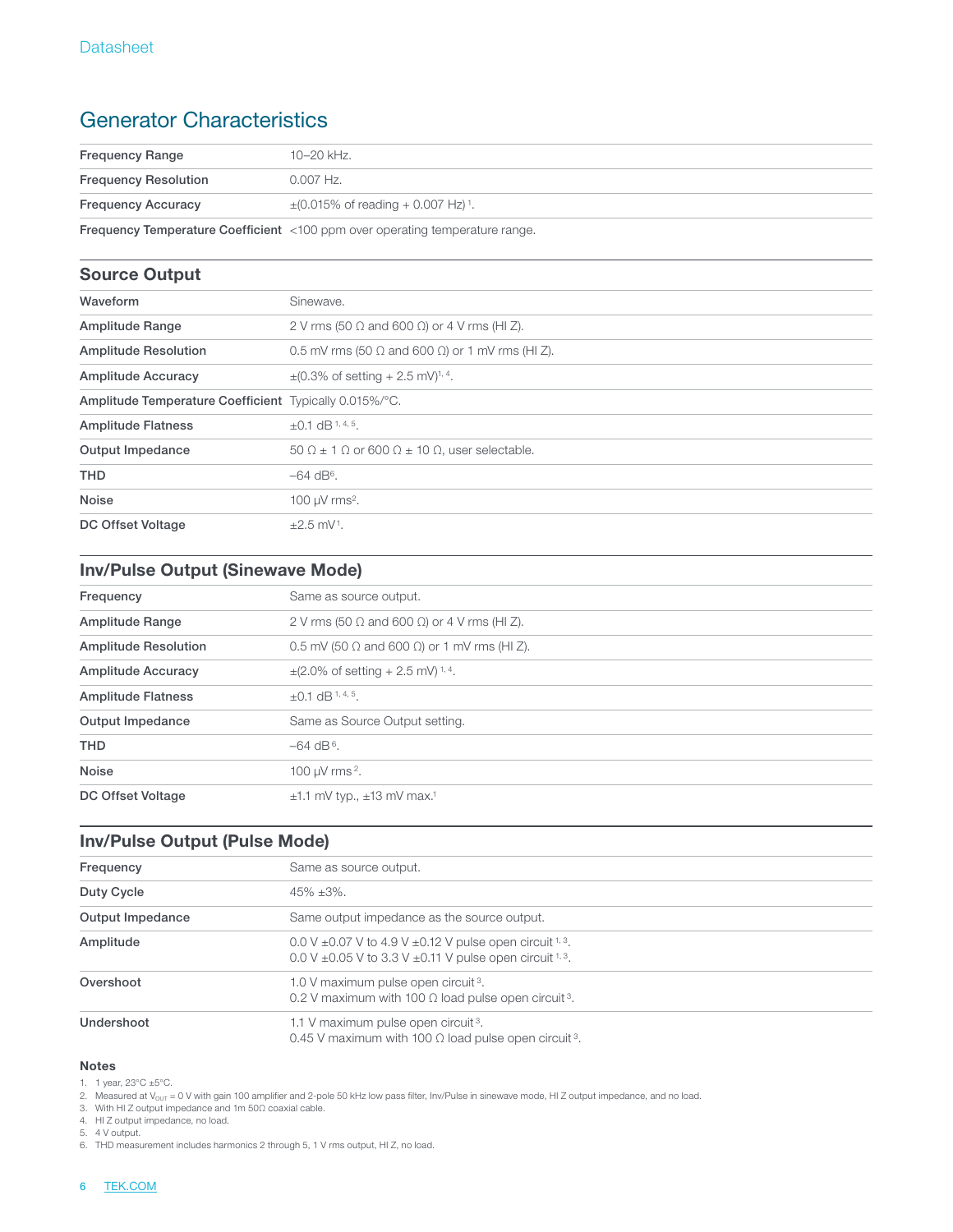## Generator Characteristics

| | |
|---|---|
| **Frequency Range** | 10–20 kHz. |
| **Frequency Resolution** | 0.007 Hz. |
| **Frequency Accuracy** | ±(0.015% of reading + 0.007 Hz) [1]. |
| **Frequency Temperature Coefficient** | <100 ppm over operating temperature range. |

### Source Output

| | |
|---|---|
| **Waveform** | Sinewave. |
| **Amplitude Range** | 2 V rms (50 Ω and 600 Ω) or 4 V rms (HI Z). |
| **Amplitude Resolution** | 0.5 mV rms (50 Ω and 600 Ω) or 1 mV rms (HI Z). |
| **Amplitude Accuracy** | ±(0.3% of setting + 2.5 mV)[1, 4]. |
| **Amplitude Temperature Coefficient** | Typically 0.015%/°C. |
| **Amplitude Flatness** | ±0.1 dB [1, 4, 5]. |
| **Output Impedance** | 50 Ω ± 1 Ω or 600 Ω ± 10 Ω, user selectable. |
| **THD** | –64 dB[6]. |
| **Noise** | 100 µV rms[2]. |
| **DC Offset Voltage** | ±2.5 mV[1]. |

### Inv/Pulse Output (Sinewave Mode)

| | |
|---|---|
| **Frequency** | Same as source output. |
| **Amplitude Range** | 2 V rms (50 Ω and 600 Ω) or 4 V rms (HI Z). |
| **Amplitude Resolution** | 0.5 mV (50 Ω and 600 Ω) or 1 mV rms (HI Z). |
| **Amplitude Accuracy** | ±(2.0% of setting + 2.5 mV) [1, 4]. |
| **Amplitude Flatness** | ±0.1 dB [1, 4, 5]. |
| **Output Impedance** | Same as Source Output setting. |
| **THD** | –64 dB [6]. |
| **Noise** | 100 µV rms [2]. |
| **DC Offset Voltage** | ±1.1 mV typ., ±13 mV max.[1] |

### Inv/Pulse Output (Pulse Mode)

| | |
|---|---|
| **Frequency** | Same as source output. |
| **Duty Cycle** | 45% ±3%. |
| **Output Impedance** | Same output impedance as the source output. |
| **Amplitude** | 0.0 V ±0.07 V to 4.9 V ±0.12 V pulse open circuit [1, 3].<br>0.0 V ±0.05 V to 3.3 V ±0.11 V pulse open circuit [1, 3]. |
| **Overshoot** | 1.0 V maximum pulse open circuit [3].<br>0.2 V maximum with 100 Ω load pulse open circuit [3]. |
| **Undershoot** | 1.1 V maximum pulse open circuit [3].<br>0.45 V maximum with 100 Ω load pulse open circuit [3]. |

#### Notes

1. 1 year, 23°C ±5°C.
2. Measured at $V_{OUT}$ = 0 V with gain 100 amplifier and 2-pole 50 kHz low pass filter, Inv/Pulse in sinewave mode, HI Z output impedance, and no load.
3. With HI Z output impedance and 1m 50Ω coaxial cable.
4. HI Z output impedance, no load.
5. 4 V output.
6. THD measurement includes harmonics 2 through 5, 1 V rms output, HI Z, no load.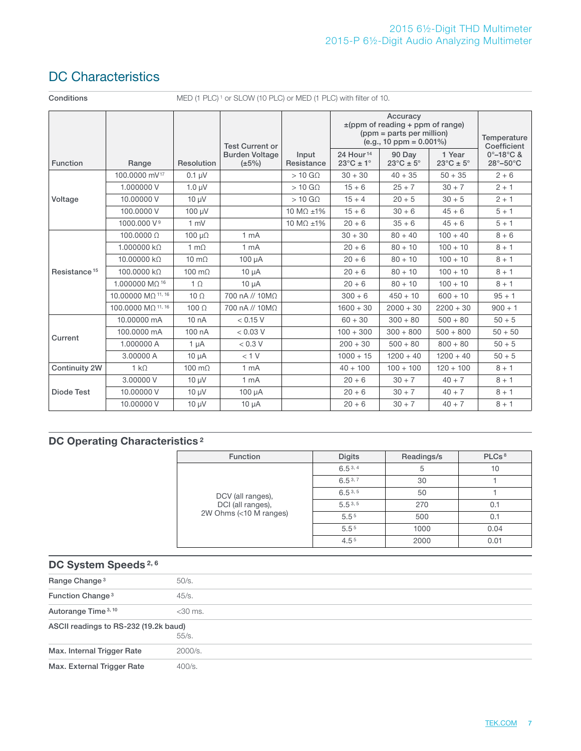## DC Characteristics

**Conditions** MED (1 PLC)[1] or SLOW (10 PLC) or MED (1 PLC) with filter of 10.

| Function | Range | Resolution | Test Current or Burden Voltage (±5%) | Input Resistance | Accuracy ±(ppm of reading + ppm of range) (ppm = parts per million) (e.g., 10 ppm = 0.001%) | | | Temperature Coefficient 0°–18°C & 28°–50°C |
|---|---|---|---|---|---|---|---|---|
| | | | | | 24 Hour[14] 23°C ± 1° | 90 Day 23°C ± 5° | 1 Year 23°C ± 5° | |
| Voltage | 100.0000 mV[17] | 0.1 µV | | > 10 GΩ | 30 + 30 | 40 + 35 | 50 + 35 | 2 + 6 |
| | 1.000000 V | 1.0 µV | | > 10 GΩ | 15 + 6 | 25 + 7 | 30 + 7 | 2 + 1 |
| | 10.00000 V | 10 µV | | > 10 GΩ | 15 + 4 | 20 + 5 | 30 + 5 | 2 + 1 |
| | 100.0000 V | 100 µV | | 10 MΩ ±1% | 15 + 6 | 30 + 6 | 45 + 6 | 5 + 1 |
| | 1000.000 V[9] | 1 mV | | 10 MΩ ±1% | 20 + 6 | 35 + 6 | 45 + 6 | 5 + 1 |
| Resistance[15] | 100.0000 Ω | 100 µΩ | 1 mA | | 30 + 30 | 80 + 40 | 100 + 40 | 8 + 6 |
| | 1.000000 kΩ | 1 mΩ | 1 mA | | 20 + 6 | 80 + 10 | 100 + 10 | 8 + 1 |
| | 10.00000 kΩ | 10 mΩ | 100 µA | | 20 + 6 | 80 + 10 | 100 + 10 | 8 + 1 |
| | 100.0000 kΩ | 100 mΩ | 10 µA | | 20 + 6 | 80 + 10 | 100 + 10 | 8 + 1 |
| | 1.000000 MΩ[16] | 1 Ω | 10 µA | | 20 + 6 | 80 + 10 | 100 + 10 | 8 + 1 |
| | 10.00000 MΩ[11, 16] | 10 Ω | 700 nA // 10MΩ | | 300 + 6 | 450 + 10 | 600 + 10 | 95 + 1 |
| | 100.0000 MΩ[11, 16] | 100 Ω | 700 nA // 10MΩ | | 1600 + 30 | 2000 + 30 | 2200 + 30 | 900 + 1 |
| Current | 10.00000 mA | 10 nA | < 0.15 V | | 60 + 30 | 300 + 80 | 500 + 80 | 50 + 5 |
| | 100.0000 mA | 100 nA | < 0.03 V | | 100 + 300 | 300 + 800 | 500 + 800 | 50 + 50 |
| | 1.000000 A | 1 µA | < 0.3 V | | 200 + 30 | 500 + 80 | 800 + 80 | 50 + 5 |
| | 3.00000 A | 10 µA | < 1 V | | 1000 + 15 | 1200 + 40 | 1200 + 40 | 50 + 5 |
| Continuity 2W | 1 kΩ | 100 mΩ | 1 mA | | 40 + 100 | 100 + 100 | 120 + 100 | 8 + 1 |
| Diode Test | 3.00000 V | 10 µV | 1 mA | | 20 + 6 | 30 + 7 | 40 + 7 | 8 + 1 |
| | 10.00000 V | 10 µV | 100 µA | | 20 + 6 | 30 + 7 | 40 + 7 | 8 + 1 |
| | 10.00000 V | 10 µV | 10 µA | | 20 + 6 | 30 + 7 | 40 + 7 | 8 + 1 |

## DC Operating Characteristics[2]

| Function | Digits | Readings/s | PLCs[8] |
|---|---|---|---|
| DCV (all ranges), DCI (all ranges), 2W Ohms (<10 M ranges) | 6.5[3, 4] | 5 | 10 |
| | 6.5[3, 7] | 30 | 1 |
| | 6.5[3, 5] | 50 | 1 |
| | 5.5[3, 5] | 270 | 0.1 |
| | 5.5[5] | 500 | 0.1 |
| | 5.5[5] | 1000 | 0.04 |
| | 4.5[5] | 2000 | 0.01 |

## DC System Speeds[2, 6]

| | |
|---|---|
| Range Change[3] | 50/s. |
| Function Change[3] | 45/s. |
| Autorange Time[3, 10] | <30 ms. |
| **ASCII readings to RS-232 (19.2k baud)** | 55/s. |
| **Max. Internal Trigger Rate** | 2000/s. |
| **Max. External Trigger Rate** | 400/s. |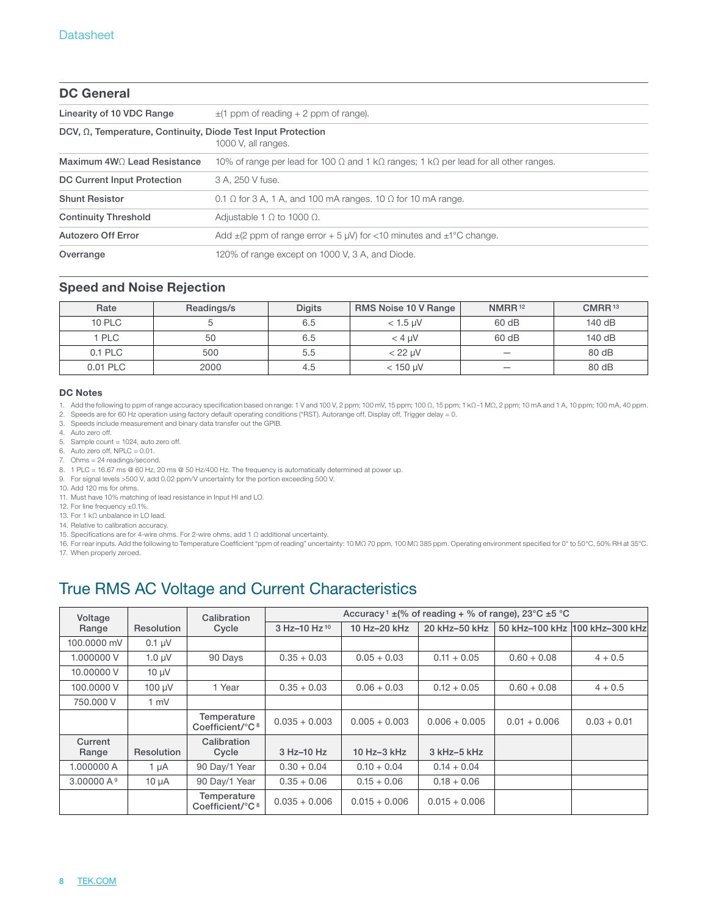## DC General

| | |
|---|---|
| **Linearity of 10 VDC Range** | ±(1 ppm of reading + 2 ppm of range). |
| **DCV, Ω, Temperature, Continuity, Diode Test Input Protection** | 1000 V, all ranges. |
| **Maximum 4WΩ Lead Resistance** | 10% of range per lead for 100 Ω and 1 kΩ ranges; 1 kΩ per lead for all other ranges. |
| **DC Current Input Protection** | 3 A, 250 V fuse. |
| **Shunt Resistor** | 0.1 Ω for 3 A, 1 A, and 100 mA ranges. 10 Ω for 10 mA range. |
| **Continuity Threshold** | Adjustable 1 Ω to 1000 Ω. |
| **Autozero Off Error** | Add ±(2 ppm of range error + 5 μV) for <10 minutes and ±1°C change. |
| **Overrange** | 120% of range except on 1000 V, 3 A, and Diode. |

## Speed and Noise Rejection

| Rate | Readings/s | Digits | RMS Noise 10 V Range | NMRR[12] | CMRR[13] |
|---|---|---|---|---|---|
| 10 PLC | 5 | 6.5 | < 1.5 μV | 60 dB | 140 dB |
| 1 PLC | 50 | 6.5 | < 4 μV | 60 dB | 140 dB |
| 0.1 PLC | 500 | 5.5 | < 22 μV | — | 80 dB |
| 0.01 PLC | 2000 | 4.5 | < 150 μV | — | 80 dB |

### DC Notes

1. Add the following to ppm of range accuracy specification based on range: 1 V and 100 V, 2 ppm; 100 mV, 15 ppm; 100 Ω, 15 ppm; 1 kΩ–1 MΩ, 2 ppm; 10 mA and 1 A, 10 ppm; 100 mA, 40 ppm.
2. Speeds are for 60 Hz operation using factory default operating conditions (*RST). Autorange off, Display off, Trigger delay = 0.
3. Speeds include measurement and binary data transfer out the GPIB.
4. Auto zero off.
5. Sample count = 1024, auto zero off.
6. Auto zero off, NPLC = 0.01.
7. Ohms = 24 readings/second.
8. 1 PLC = 16.67 ms @ 60 Hz, 20 ms @ 50 Hz/400 Hz. The frequency is automatically determined at power up.
9. For signal levels >500 V, add 0.02 ppm/V uncertainty for the portion exceeding 500 V.
10. Add 120 ms for ohms.
11. Must have 10% matching of lead resistance in Input HI and LO.
12. For line frequency ±0.1%.
13. For 1 kΩ unbalance in LO lead.
14. Relative to calibration accuracy.
15. Specifications are for 4-wire ohms. For 2-wire ohms, add 1 Ω additional uncertainty.
16. For rear inputs. Add the following to Temperature Coefficient "ppm of reading" uncertainty: 10 MΩ 70 ppm, 100 MΩ 385 ppm. Operating environment specified for 0° to 50°C, 50% RH at 35°C.
17. When properly zeroed.

# True RMS AC Voltage and Current Characteristics

| Voltage Range | Resolution | Calibration Cycle | Accuracy[1] ±(% of reading + % of range), 23°C ±5 °C | | | | |
|---|---|---|---|---|---|---|---|
| | | | 3 Hz–10 Hz[10] | 10 Hz–20 kHz | 20 kHz–50 kHz | 50 kHz–100 kHz | 100 kHz–300 kHz |
| 100.0000 mV | 0.1 μV | | | | | | |
| 1.000000 V | 1.0 μV | 90 Days | 0.35 + 0.03 | 0.05 + 0.03 | 0.11 + 0.05 | 0.60 + 0.08 | 4 + 0.5 |
| 10.00000 V | 10 μV | | | | | | |
| 100.0000 V | 100 μV | 1 Year | 0.35 + 0.03 | 0.06 + 0.03 | 0.12 + 0.05 | 0.60 + 0.08 | 4 + 0.5 |
| 750.000 V | 1 mV | | | | | | |
| | | Temperature Coefficient/°C[8] | 0.035 + 0.003 | 0.005 + 0.003 | 0.006 + 0.005 | 0.01 + 0.006 | 0.03 + 0.01 |
| **Current Range** | **Resolution** | **Calibration Cycle** | **3 Hz–10 Hz** | **10 Hz–3 kHz** | **3 kHz–5 kHz** | | |
| 1.000000 A | 1 μA | 90 Day/1 Year | 0.30 + 0.04 | 0.10 + 0.04 | 0.14 + 0.04 | | |
| 3.00000 A[9] | 10 μA | 90 Day/1 Year | 0.35 + 0.06 | 0.15 + 0.06 | 0.18 + 0.06 | | |
| | | Temperature Coefficient/°C[8] | 0.035 + 0.006 | 0.015 + 0.006 | 0.015 + 0.006 | | |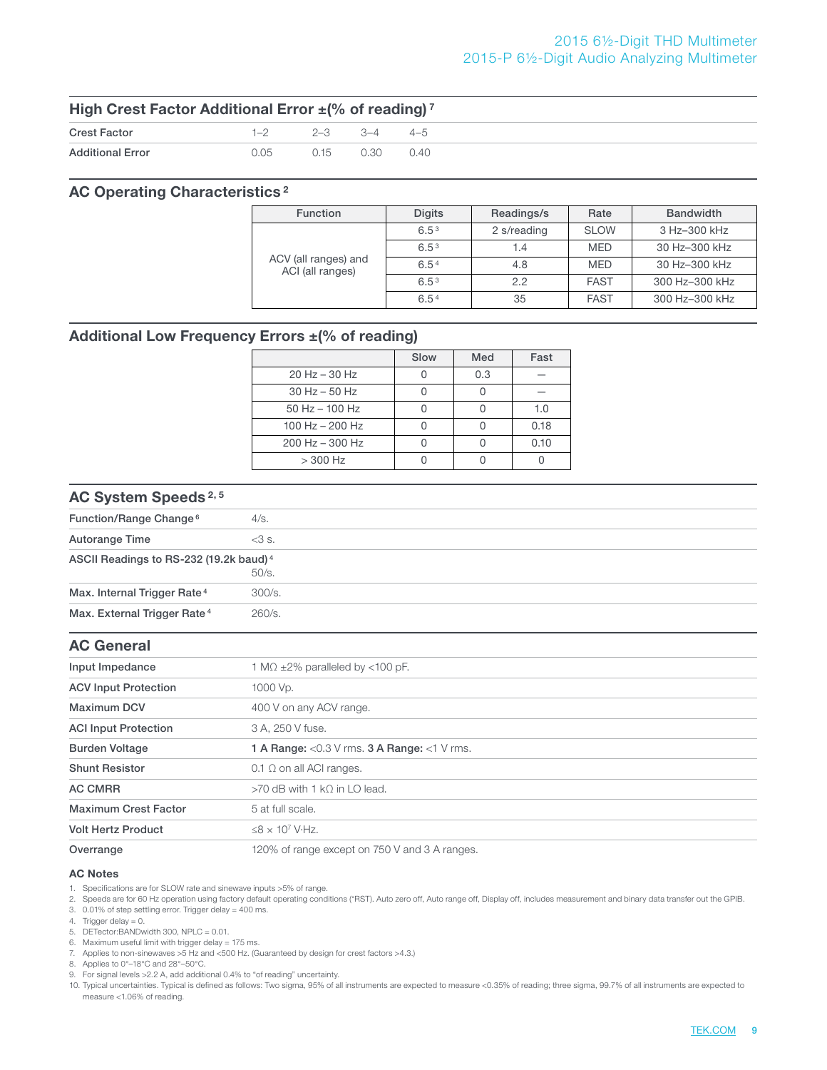## High Crest Factor Additional Error ±(% of reading) [7]

| Crest Factor | 1–2 | 2–3 | 3–4 | 4–5 |
|---|---|---|---|---|
| Additional Error | 0.05 | 0.15 | 0.30 | 0.40 |

## AC Operating Characteristics [2]

| Function | Digits | Readings/s | Rate | Bandwidth |
|---|---|---|---|---|
| ACV (all ranges) and ACI (all ranges) | 6.5 [3] | 2 s/reading | SLOW | 3 Hz–300 kHz |
| | 6.5 [3] | 1.4 | MED | 30 Hz–300 kHz |
| | 6.5 [4] | 4.8 | MED | 30 Hz–300 kHz |
| | 6.5 [3] | 2.2 | FAST | 300 Hz–300 kHz |
| | 6.5 [4] | 35 | FAST | 300 Hz–300 kHz |

## Additional Low Frequency Errors ±(% of reading)

| | Slow | Med | Fast |
|---|---|---|---|
| 20 Hz – 30 Hz | 0 | 0.3 | — |
| 30 Hz – 50 Hz | 0 | 0 | — |
| 50 Hz – 100 Hz | 0 | 0 | 1.0 |
| 100 Hz – 200 Hz | 0 | 0 | 0.18 |
| 200 Hz – 300 Hz | 0 | 0 | 0.10 |
| > 300 Hz | 0 | 0 | 0 |

## AC System Speeds [2, 5]

| | |
|---|---|
| Function/Range Change [6] | 4/s. |
| Autorange Time | <3 s. |
| ASCII Readings to RS-232 (19.2k baud) [4] | 50/s. |
| Max. Internal Trigger Rate [4] | 300/s. |
| Max. External Trigger Rate [4] | 260/s. |

## AC General

| | |
|---|---|
| Input Impedance | 1 MΩ ±2% paralleled by <100 pF. |
| ACV Input Protection | 1000 Vp. |
| Maximum DCV | 400 V on any ACV range. |
| ACI Input Protection | 3 A, 250 V fuse. |
| Burden Voltage | **1 A Range:** <0.3 V rms. **3 A Range:** <1 V rms. |
| Shunt Resistor | 0.1 Ω on all ACI ranges. |
| AC CMRR | >70 dB with 1 kΩ in LO lead. |
| Maximum Crest Factor | 5 at full scale. |
| Volt Hertz Product | ≤8 × $10^7$ V·Hz. |
| Overrange | 120% of range except on 750 V and 3 A ranges. |

### AC Notes

1. Specifications are for SLOW rate and sinewave inputs >5% of range.
2. Speeds are for 60 Hz operation using factory default operating conditions (*RST). Auto zero off, Auto range off, Display off, includes measurement and binary data transfer out the GPIB.
3. 0.01% of step settling error. Trigger delay = 400 ms.
4. Trigger delay = 0.
5. DETector:BANDwidth 300, NPLC = 0.01.
6. Maximum useful limit with trigger delay = 175 ms.
7. Applies to non-sinewaves >5 Hz and <500 Hz. (Guaranteed by design for crest factors >4.3.)
8. Applies to 0°–18°C and 28°–50°C.
9. For signal levels >2.2 A, add additional 0.4% to "of reading" uncertainty.
10. Typical uncertainties. Typical is defined as follows: Two sigma, 95% of all instruments are expected to measure <0.35% of reading; three sigma, 99.7% of all instruments are expected to measure <1.06% of reading.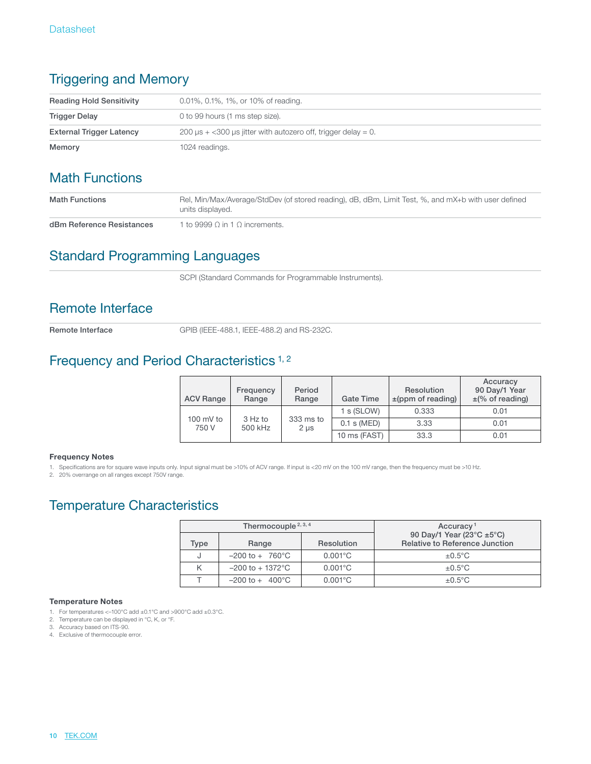## Triggering and Memory

| | |
|---|---|
| **Reading Hold Sensitivity** | 0.01%, 0.1%, 1%, or 10% of reading. |
| **Trigger Delay** | 0 to 99 hours (1 ms step size). |
| **External Trigger Latency** | 200 µs + <300 µs jitter with autozero off, trigger delay = 0. |
| **Memory** | 1024 readings. |

## Math Functions

| | |
|---|---|
| **Math Functions** | Rel, Min/Max/Average/StdDev (of stored reading), dB, dBm, Limit Test, %, and mX+b with user defined units displayed. |
| **dBm Reference Resistances** | 1 to 9999 Ω in 1 Ω increments. |

## Standard Programming Languages

SCPI (Standard Commands for Programmable Instruments).

## Remote Interface

| | |
|---|---|
| **Remote Interface** | GPIB (IEEE-488.1, IEEE-488.2) and RS-232C. |

## Frequency and Period Characteristics [1, 2]

| ACV Range | Frequency Range | Period Range | Gate Time | Resolution ±(ppm of reading) | Accuracy 90 Day/1 Year ±(% of reading) |
|---|---|---|---|---|---|
| 100 mV to 750 V | 3 Hz to 500 kHz | 333 ms to 2 µs | 1 s (SLOW) | 0.333 | 0.01 |
| | | | 0.1 s (MED) | 3.33 | 0.01 |
| | | | 10 ms (FAST) | 33.3 | 0.01 |

**Frequency Notes**

1. Specifications are for square wave inputs only. Input signal must be >10% of ACV range. If input is <20 mV on the 100 mV range, then the frequency must be >10 Hz.
2. 20% overrange on all ranges except 750V range.

## Temperature Characteristics

| Thermocouple [2, 3, 4] | | | Accuracy [1] 90 Day/1 Year (23°C ±5°C) Relative to Reference Junction |
|---|---|---|---|
| Type | Range | Resolution | |
| J | –200 to + 760°C | 0.001°C | ±0.5°C |
| K | –200 to + 1372°C | 0.001°C | ±0.5°C |
| T | –200 to + 400°C | 0.001°C | ±0.5°C |

**Temperature Notes**

1. For temperatures <–100°C add ±0.1°C and >900°C add ±0.3°C.
2. Temperature can be displayed in °C, K, or °F.
3. Accuracy based on ITS-90.
4. Exclusive of thermocouple error.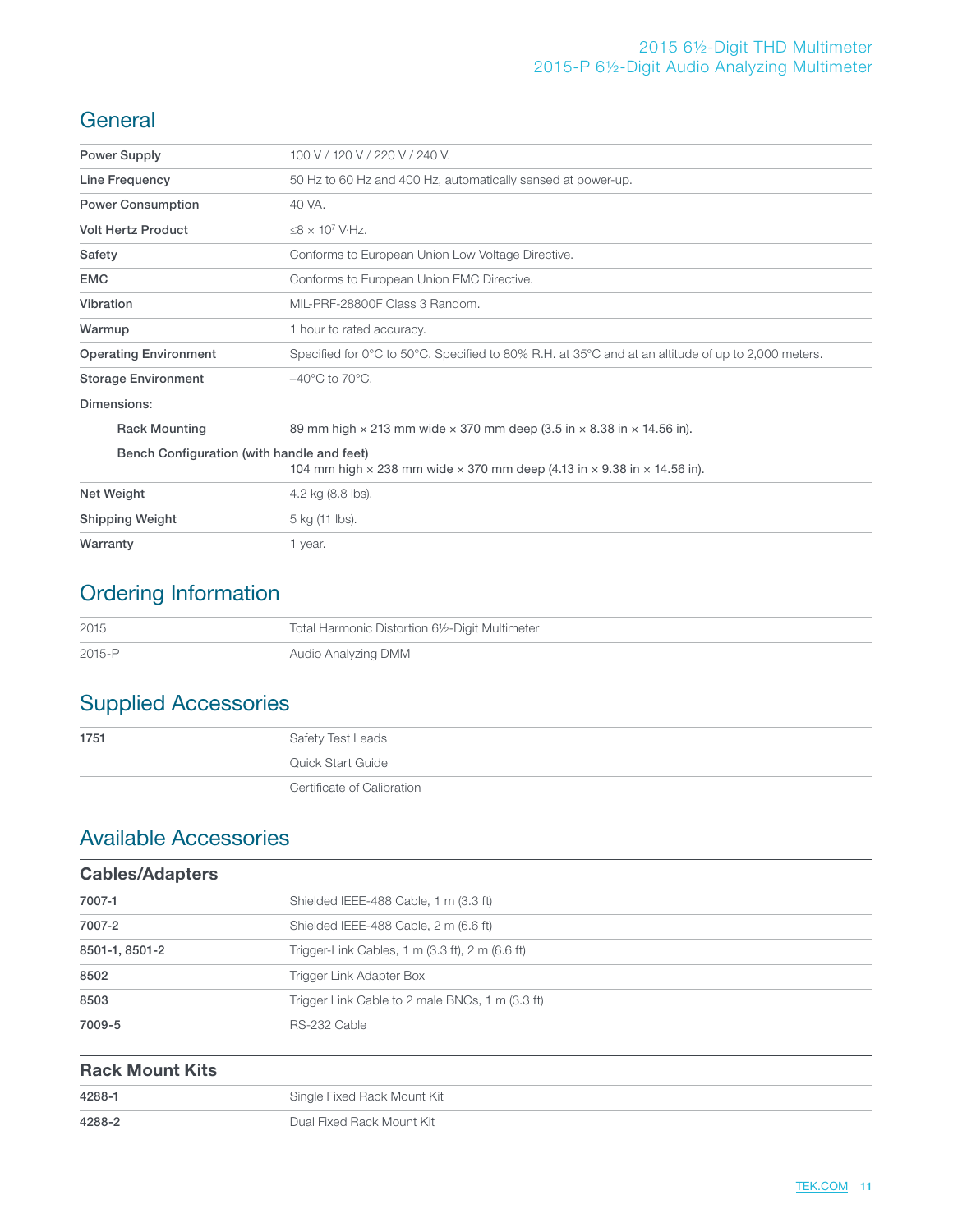## General

| | |
|---|---|
| **Power Supply** | 100 V / 120 V / 220 V / 240 V. |
| **Line Frequency** | 50 Hz to 60 Hz and 400 Hz, automatically sensed at power-up. |
| **Power Consumption** | 40 VA. |
| **Volt Hertz Product** | $\leq 8 \times 10^7$ V·Hz. |
| **Safety** | Conforms to European Union Low Voltage Directive. |
| **EMC** | Conforms to European Union EMC Directive. |
| **Vibration** | MIL-PRF-28800F Class 3 Random. |
| **Warmup** | 1 hour to rated accuracy. |
| **Operating Environment** | Specified for 0°C to 50°C. Specified to 80% R.H. at 35°C and at an altitude of up to 2,000 meters. |
| **Storage Environment** | –40°C to 70°C. |
| **Dimensions:** | |
| **Rack Mounting** | 89 mm high × 213 mm wide × 370 mm deep (3.5 in × 8.38 in × 14.56 in). |
| **Bench Configuration (with handle and feet)** | 104 mm high × 238 mm wide × 370 mm deep (4.13 in × 9.38 in × 14.56 in). |
| **Net Weight** | 4.2 kg (8.8 lbs). |
| **Shipping Weight** | 5 kg (11 lbs). |
| **Warranty** | 1 year. |

## Ordering Information

| | |
|---|---|
| 2015 | Total Harmonic Distortion 6½-Digit Multimeter |
| 2015-P | Audio Analyzing DMM |

## Supplied Accessories

| | |
|---|---|
| **1751** | Safety Test Leads |
| | Quick Start Guide |
| | Certificate of Calibration |

## Available Accessories

### Cables/Adapters

| | |
|---|---|
| **7007-1** | Shielded IEEE-488 Cable, 1 m (3.3 ft) |
| **7007-2** | Shielded IEEE-488 Cable, 2 m (6.6 ft) |
| **8501-1, 8501-2** | Trigger-Link Cables, 1 m (3.3 ft), 2 m (6.6 ft) |
| **8502** | Trigger Link Adapter Box |
| **8503** | Trigger Link Cable to 2 male BNCs, 1 m (3.3 ft) |
| **7009-5** | RS-232 Cable |

### Rack Mount Kits

| | |
|---|---|
| **4288-1** | Single Fixed Rack Mount Kit |
| **4288-2** | Dual Fixed Rack Mount Kit |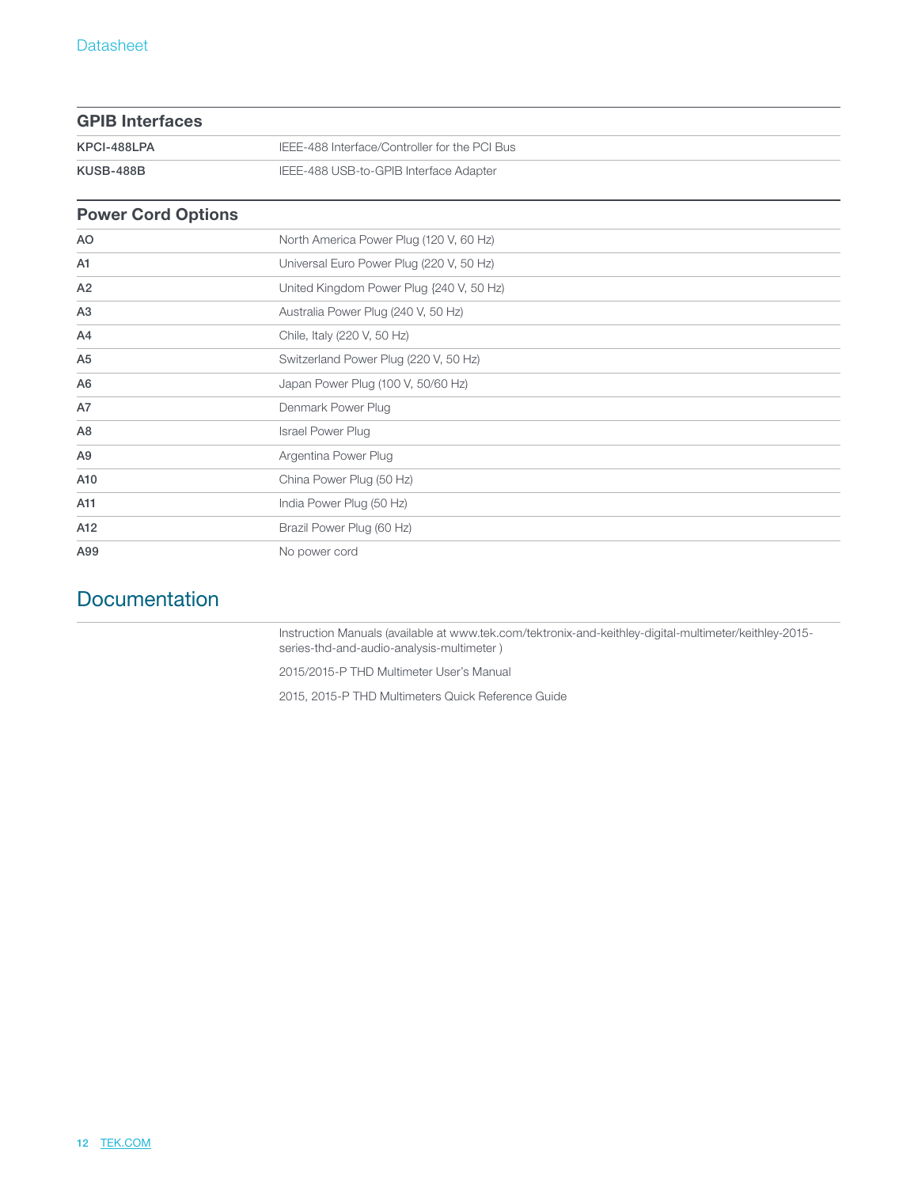### GPIB Interfaces

| | |
|---|---|
| **KPCI-488LPA** | IEEE-488 Interface/Controller for the PCI Bus |
| **KUSB-488B** | IEEE-488 USB-to-GPIB Interface Adapter |

### Power Cord Options

| | |
|---|---|
| AO | North America Power Plug (120 V, 60 Hz) |
| A1 | Universal Euro Power Plug (220 V, 50 Hz) |
| A2 | United Kingdom Power Plug {240 V, 50 Hz) |
| A3 | Australia Power Plug (240 V, 50 Hz) |
| A4 | Chile, Italy (220 V, 50 Hz) |
| A5 | Switzerland Power Plug (220 V, 50 Hz) |
| A6 | Japan Power Plug (100 V, 50/60 Hz) |
| A7 | Denmark Power Plug |
| A8 | Israel Power Plug |
| A9 | Argentina Power Plug |
| A10 | China Power Plug (50 Hz) |
| A11 | India Power Plug (50 Hz) |
| A12 | Brazil Power Plug (60 Hz) |
| A99 | No power cord |

## Documentation

Instruction Manuals (available at www.tek.com/tektronix-and-keithley-digital-multimeter/keithley-2015-series-thd-and-audio-analysis-multimeter )

2015/2015-P THD Multimeter User's Manual

2015, 2015-P THD Multimeters Quick Reference Guide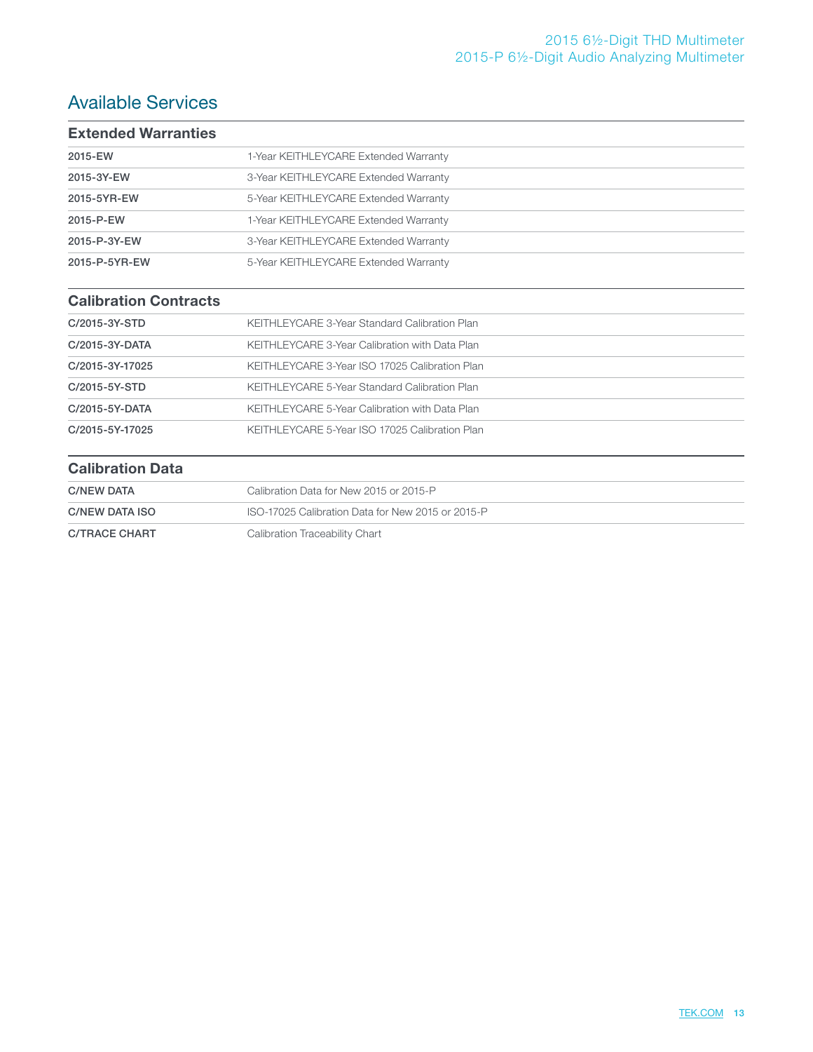## Available Services

### Extended Warranties

| | |
|---|---|
| **2015-EW** | 1-Year KEITHLEYCARE Extended Warranty |
| **2015-3Y-EW** | 3-Year KEITHLEYCARE Extended Warranty |
| **2015-5YR-EW** | 5-Year KEITHLEYCARE Extended Warranty |
| **2015-P-EW** | 1-Year KEITHLEYCARE Extended Warranty |
| **2015-P-3Y-EW** | 3-Year KEITHLEYCARE Extended Warranty |
| **2015-P-5YR-EW** | 5-Year KEITHLEYCARE Extended Warranty |

### Calibration Contracts

| | |
|---|---|
| **C/2015-3Y-STD** | KEITHLEYCARE 3-Year Standard Calibration Plan |
| **C/2015-3Y-DATA** | KEITHLEYCARE 3-Year Calibration with Data Plan |
| **C/2015-3Y-17025** | KEITHLEYCARE 3-Year ISO 17025 Calibration Plan |
| **C/2015-5Y-STD** | KEITHLEYCARE 5-Year Standard Calibration Plan |
| **C/2015-5Y-DATA** | KEITHLEYCARE 5-Year Calibration with Data Plan |
| **C/2015-5Y-17025** | KEITHLEYCARE 5-Year ISO 17025 Calibration Plan |

### Calibration Data

| | |
|---|---|
| **C/NEW DATA** | Calibration Data for New 2015 or 2015-P |
| **C/NEW DATA ISO** | ISO-17025 Calibration Data for New 2015 or 2015-P |
| **C/TRACE CHART** | Calibration Traceability Chart |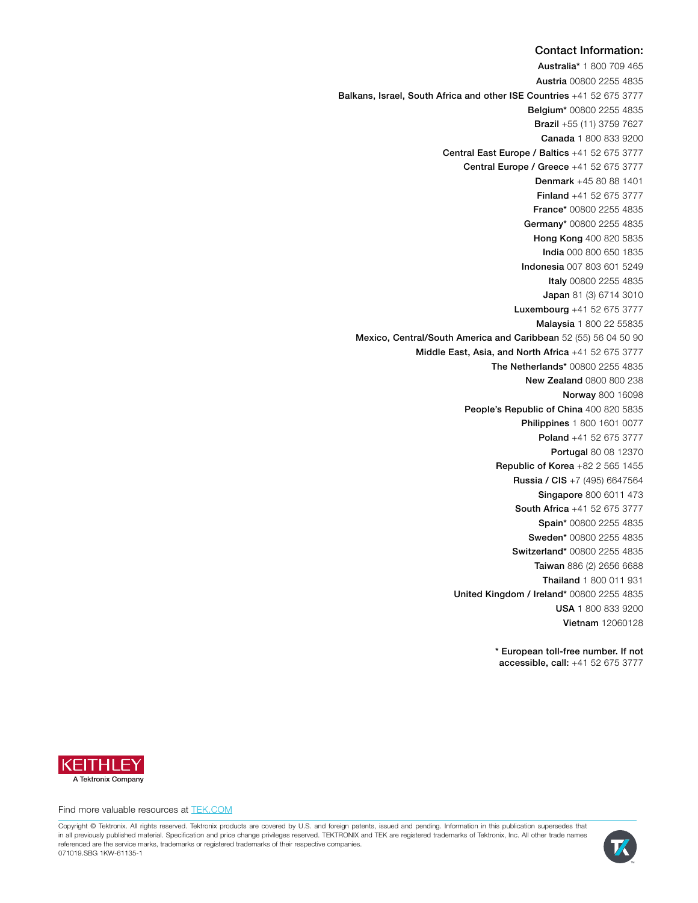## Contact Information:

**Australia*** 1 800 709 465
**Austria** 00800 2255 4835
**Balkans, Israel, South Africa and other ISE Countries** +41 52 675 3777
**Belgium*** 00800 2255 4835
**Brazil** +55 (11) 3759 7627
**Canada** 1 800 833 9200
**Central East Europe / Baltics** +41 52 675 3777
**Central Europe / Greece** +41 52 675 3777
**Denmark** +45 80 88 1401
**Finland** +41 52 675 3777
**France*** 00800 2255 4835
**Germany*** 00800 2255 4835
**Hong Kong** 400 820 5835
**India** 000 800 650 1835
**Indonesia** 007 803 601 5249
**Italy** 00800 2255 4835
**Japan** 81 (3) 6714 3010
**Luxembourg** +41 52 675 3777
**Malaysia** 1 800 22 55835
**Mexico, Central/South America and Caribbean** 52 (55) 56 04 50 90
**Middle East, Asia, and North Africa** +41 52 675 3777
**The Netherlands*** 00800 2255 4835
**New Zealand** 0800 800 238
**Norway** 800 16098
**People's Republic of China** 400 820 5835
**Philippines** 1 800 1601 0077
**Poland** +41 52 675 3777
**Portugal** 80 08 12370
**Republic of Korea** +82 2 565 1455
**Russia / CIS** +7 (495) 6647564
**Singapore** 800 6011 473
**South Africa** +41 52 675 3777
**Spain*** 00800 2255 4835
**Sweden*** 00800 2255 4835
**Switzerland*** 00800 2255 4835
**Taiwan** 886 (2) 2656 6688
**Thailand** 1 800 011 931
**United Kingdom / Ireland*** 00800 2255 4835
**USA** 1 800 833 9200
**Vietnam** 12060128

**\* European toll-free number. If not accessible, call:** +41 52 675 3777

KEITHLEY
A Tektronix Company

Find more valuable resources at TEK.COM

Copyright © Tektronix. All rights reserved. Tektronix products are covered by U.S. and foreign patents, issued and pending. Information in this publication supersedes that in all previously published material. Specification and price change privileges reserved. TEKTRONIX and TEK are registered trademarks of Tektronix, Inc. All other trade names referenced are the service marks, trademarks or registered trademarks of their respective companies.
071019.SBG 1KW-61135-1